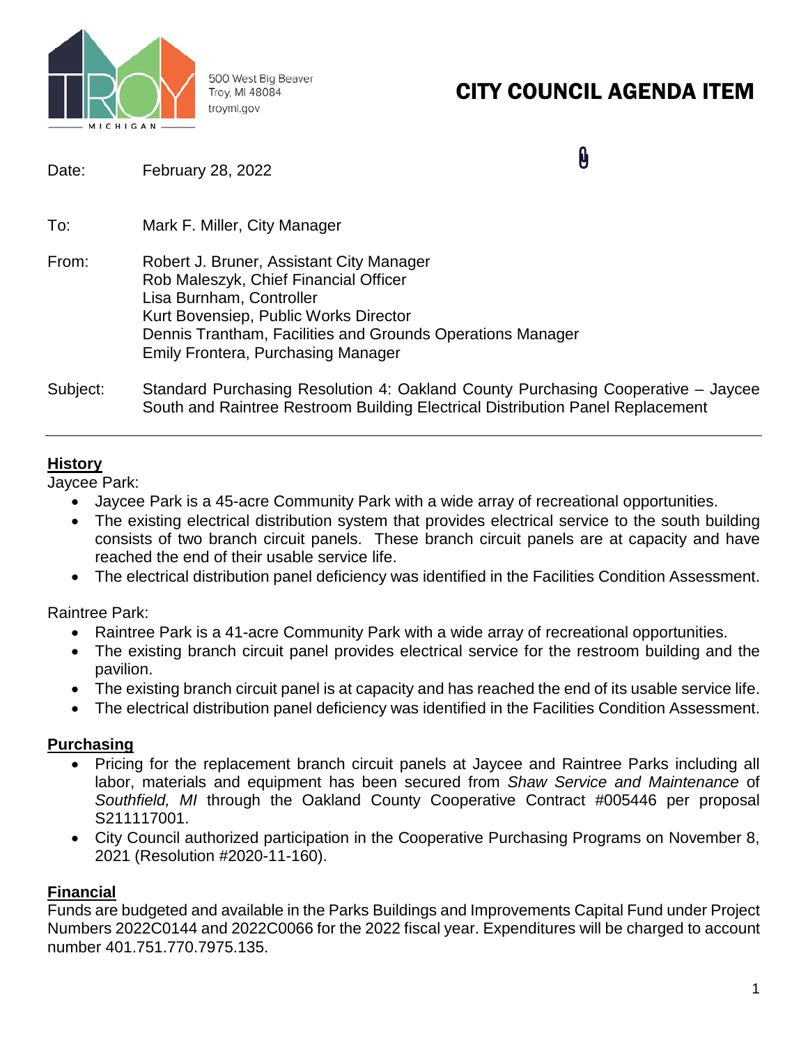500 West Big Beaver
Troy, MI 48084
troymi.gov

# CITY COUNCIL AGENDA ITEM

Date: February 28, 2022

To: Mark F. Miller, City Manager

From: Robert J. Bruner, Assistant City Manager
Rob Maleszyk, Chief Financial Officer
Lisa Burnham, Controller
Kurt Bovensiep, Public Works Director
Dennis Trantham, Facilities and Grounds Operations Manager
Emily Frontera, Purchasing Manager

Subject: Standard Purchasing Resolution 4: Oakland County Purchasing Cooperative – Jaycee South and Raintree Restroom Building Electrical Distribution Panel Replacement

---

## History

Jaycee Park:

- Jaycee Park is a 45-acre Community Park with a wide array of recreational opportunities.
- The existing electrical distribution system that provides electrical service to the south building consists of two branch circuit panels. These branch circuit panels are at capacity and have reached the end of their usable service life.
- The electrical distribution panel deficiency was identified in the Facilities Condition Assessment.

Raintree Park:

- Raintree Park is a 41-acre Community Park with a wide array of recreational opportunities.
- The existing branch circuit panel provides electrical service for the restroom building and the pavilion.
- The existing branch circuit panel is at capacity and has reached the end of its usable service life.
- The electrical distribution panel deficiency was identified in the Facilities Condition Assessment.

## Purchasing

- Pricing for the replacement branch circuit panels at Jaycee and Raintree Parks including all labor, materials and equipment has been secured from *Shaw Service and Maintenance* of *Southfield, MI* through the Oakland County Cooperative Contract #005446 per proposal S211117001.
- City Council authorized participation in the Cooperative Purchasing Programs on November 8, 2021 (Resolution #2020-11-160).

## Financial

Funds are budgeted and available in the Parks Buildings and Improvements Capital Fund under Project Numbers 2022C0144 and 2022C0066 for the 2022 fiscal year. Expenditures will be charged to account number 401.751.770.7975.135.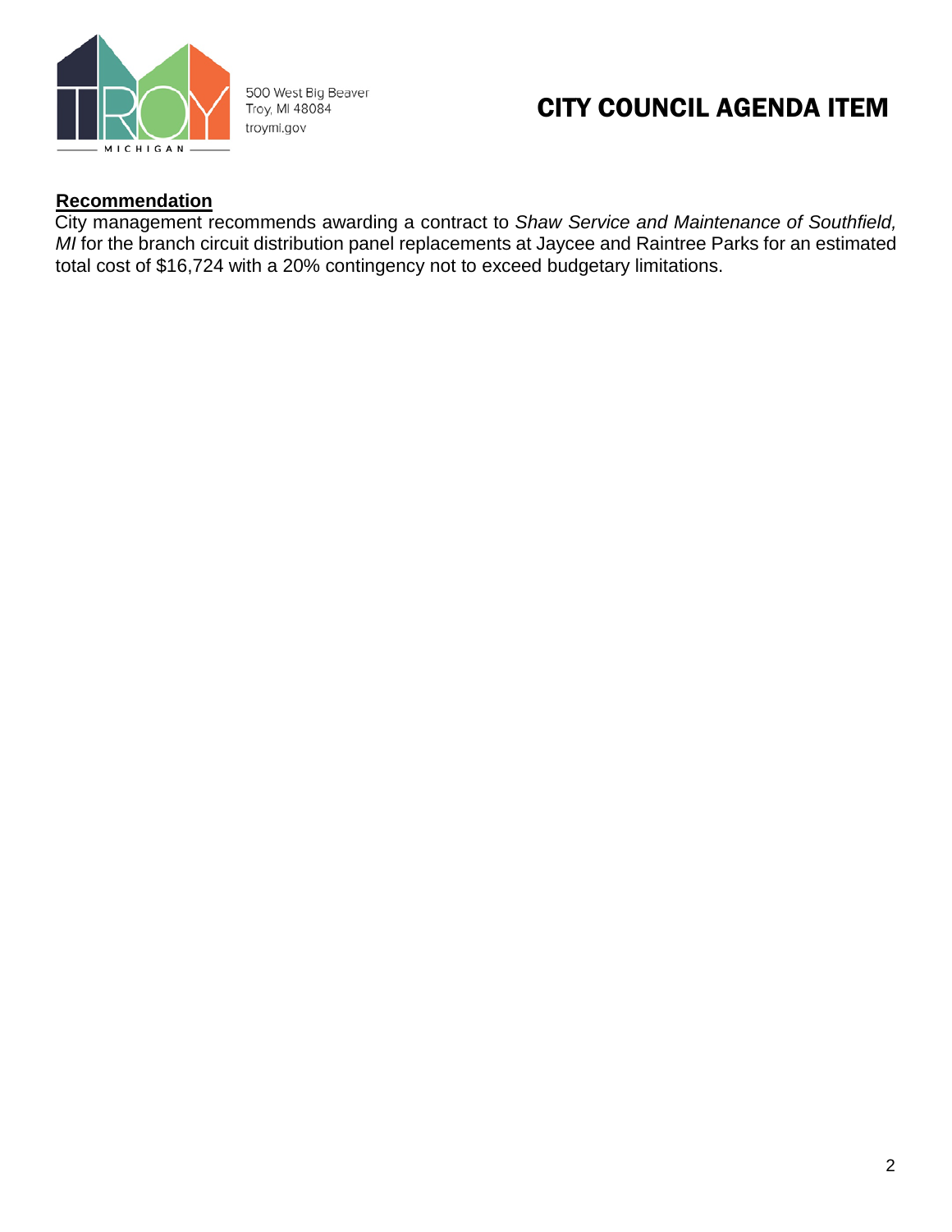500 West Big Beaver
Troy, MI 48084
troymi.gov

# CITY COUNCIL AGENDA ITEM

**Recommendation**

City management recommends awarding a contract to *Shaw Service and Maintenance of Southfield, MI* for the branch circuit distribution panel replacements at Jaycee and Raintree Parks for an estimated total cost of $16,724 with a 20% contingency not to exceed budgetary limitations.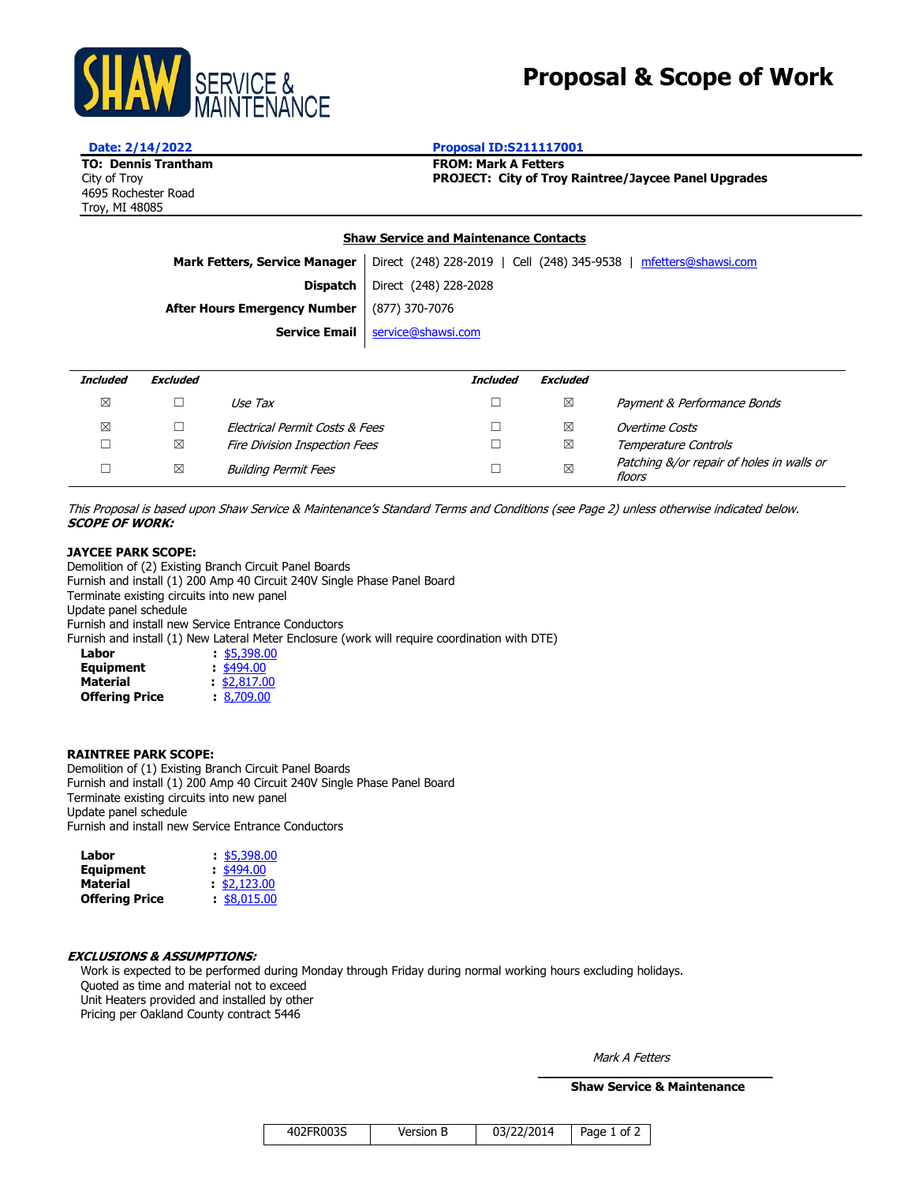SHAW SERVICE & MAINTENANCE

# Proposal & Scope of Work

**Date: 2/14/2022**

**TO: Dennis Trantham**
City of Troy
4695 Rochester Road
Troy, MI 48085

**Proposal ID:S211117001**

**FROM: Mark A Fetters**
**PROJECT: City of Troy Raintree/Jaycee Panel Upgrades**

**Shaw Service and Maintenance Contacts**

| | |
|---|---|
| **Mark Fetters, Service Manager** | Direct (248) 228-2019 \| Cell (248) 345-9538 \| mfetters@shawsi.com |
| **Dispatch** | Direct (248) 228-2028 |
| **After Hours Emergency Number** | (877) 370-7076 |
| **Service Email** | service@shawsi.com |

| *Included* | *Excluded* | | *Included* | *Excluded* | |
|---|---|---|---|---|---|
| ☒ | ☐ | *Use Tax* | ☐ | ☒ | *Payment & Performance Bonds* |
| ☒ | ☐ | *Electrical Permit Costs & Fees* | ☐ | ☒ | *Overtime Costs* |
| ☐ | ☒ | *Fire Division Inspection Fees* | ☐ | ☒ | *Temperature Controls* |
| ☐ | ☒ | *Building Permit Fees* | ☐ | ☒ | *Patching &/or repair of holes in walls or floors* |

*This Proposal is based upon Shaw Service & Maintenance's Standard Terms and Conditions (see Page 2) unless otherwise indicated below.*

***SCOPE OF WORK:***

**JAYCEE PARK SCOPE:**

Demolition of (2) Existing Branch Circuit Panel Boards
Furnish and install (1) 200 Amp 40 Circuit 240V Single Phase Panel Board
Terminate existing circuits into new panel
Update panel schedule
Furnish and install new Service Entrance Conductors
Furnish and install (1) New Lateral Meter Enclosure (work will require coordination with DTE)

| | |
|---|---|
| **Labor** | : $5,398.00 |
| **Equipment** | : $494.00 |
| **Material** | : $2,817.00 |
| **Offering Price** | : 8,709.00 |

**RAINTREE PARK SCOPE:**

Demolition of (1) Existing Branch Circuit Panel Boards
Furnish and install (1) 200 Amp 40 Circuit 240V Single Phase Panel Board
Terminate existing circuits into new panel
Update panel schedule
Furnish and install new Service Entrance Conductors

| | |
|---|---|
| **Labor** | : $5,398.00 |
| **Equipment** | : $494.00 |
| **Material** | : $2,123.00 |
| **Offering Price** | : $8,015.00 |

***EXCLUSIONS & ASSUMPTIONS:***

Work is expected to be performed during Monday through Friday during normal working hours excluding holidays.
Quoted as time and material not to exceed
Unit Heaters provided and installed by other
Pricing per Oakland County contract 5446

*Mark A Fetters*

**Shaw Service & Maintenance**

| 402FR003S | Version B | 03/22/2014 |
|---|---|---|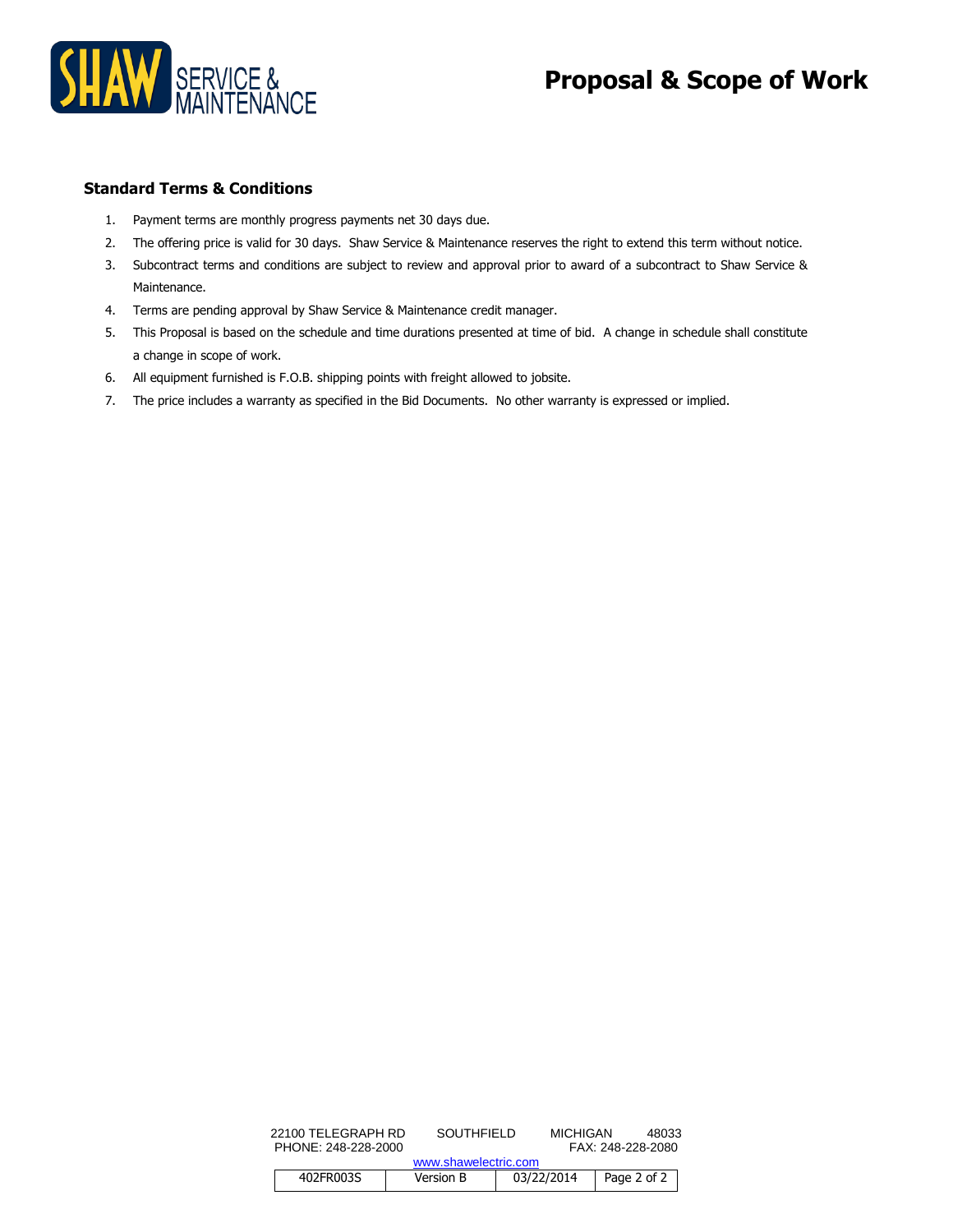# Proposal & Scope of Work

### Standard Terms & Conditions

1. Payment terms are monthly progress payments net 30 days due.
2. The offering price is valid for 30 days. Shaw Service & Maintenance reserves the right to extend this term without notice.
3. Subcontract terms and conditions are subject to review and approval prior to award of a subcontract to Shaw Service & Maintenance.
4. Terms are pending approval by Shaw Service & Maintenance credit manager.
5. This Proposal is based on the schedule and time durations presented at time of bid. A change in schedule shall constitute a change in scope of work.
6. All equipment furnished is F.O.B. shipping points with freight allowed to jobsite.
7. The price includes a warranty as specified in the Bid Documents. No other warranty is expressed or implied.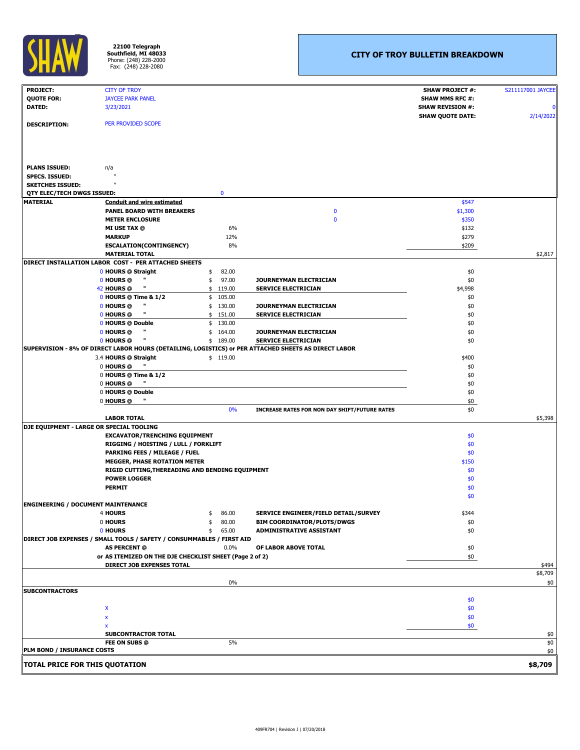22100 Telegraph
Southfield, MI 48033
Phone: (248) 228-2000
Fax: (248) 228-2080

# CITY OF TROY BULLETIN BREAKDOWN

| | | | |
|---|---|---|---|
| **PROJECT:** | CITY OF TROY | **SHAW PROJECT #:** | S211117001 JAYCEE |
| **QUOTE FOR:** | JAYCEE PARK PANEL | **SHAW MMS RFC #:** | |
| **DATED:** | 3/23/2021 | **SHAW REVISION #:** | 0 |
| | | **SHAW QUOTE DATE:** | 2/14/2022 |
| **DESCRIPTION:** | PER PROVIDED SCOPE | | |
| **PLANS ISSUED:** | n/a | | |
| **SPECS. ISSUED:** | " | | |
| **SKETCHES ISSUED:** | " | | |
| **QTY ELEC/TECH DWGS ISSUED:** | 0 | | |

| Section | Item | Qty/Rate | Description | Amount | Total |
|---|---|---|---|---|---|
| **MATERIAL** | **Conduit and wire estimated** | | | $547 | |
| | **PANEL BOARD WITH BREAKERS** | | 0 | $1,300 | |
| | **METER ENCLOSURE** | | 0 | $350 | |
| | **MI USE TAX @** | 6% | | $132 | |
| | **MARKUP** | 12% | | $279 | |
| | **ESCALATION(CONTINGENCY)** | 8% | | $209 | |
| | **MATERIAL TOTAL** | | | | $2,817 |
| **DIRECT INSTALLATION LABOR COST - PER ATTACHED SHEETS** | | | | | |
| | 0 **HOURS @ Straight** | $ 82.00 | | $0 | |
| | 0 **HOURS @ "** | $ 97.00 | **JOURNEYMAN ELECTRICIAN** | $0 | |
| | 42 **HOURS @ "** | $ 119.00 | **SERVICE ELECTRICIAN** | $4,998 | |
| | 0 **HOURS @ Time & 1/2** | $ 105.00 | | $0 | |
| | 0 **HOURS @ "** | $ 130.00 | **JOURNEYMAN ELECTRICIAN** | $0 | |
| | 0 **HOURS @ "** | $ 151.00 | **SERVICE ELECTRICIAN** | $0 | |
| | 0 **HOURS @ Double** | $ 130.00 | | $0 | |
| | 0 **HOURS @ "** | $ 164.00 | **JOURNEYMAN ELECTRICIAN** | $0 | |
| | 0 **HOURS @ "** | $ 189.00 | **SERVICE ELECTRICIAN** | $0 | |
| **SUPERVISION - 8% OF DIRECT LABOR HOURS (DETAILING, LOGISTICS) or PER ATTACHED SHEETS AS DIRECT LABOR** | | | | | |
| | 3.4 **HOURS @ Straight** | $ 119.00 | | $400 | |
| | 0 **HOURS @ "** | | | $0 | |
| | 0 **HOURS @ Time & 1/2** | | | $0 | |
| | 0 **HOURS @ "** | | | $0 | |
| | 0 **HOURS @ Double** | | | $0 | |
| | 0 **HOURS @ "** | | | $0 | |
| | | 0% | **INCREASE RATES FOR NON DAY SHIFT/FUTURE RATES** | $0 | |
| | **LABOR TOTAL** | | | | $5,398 |
| **DJE EQUIPMENT - LARGE OR SPECIAL TOOLING** | | | | | |
| | **EXCAVATOR/TRENCHING EQUIPMENT** | | | $0 | |
| | **RIGGING / HOISTING / LULL / FORKLIFT** | | | $0 | |
| | **PARKING FEES / MILEAGE / FUEL** | | | $0 | |
| | **MEGGER, PHASE ROTATION METER** | | | $150 | |
| | **RIGID CUTTING,THEREADING AND BENDING EQUIPMENT** | | | $0 | |
| | **POWER LOGGER** | | | $0 | |
| | **PERMIT** | | | $0 | |
| | | | | $0 | |
| **ENGINEERING / DOCUMENT MAINTENANCE** | | | | | |
| | 4 **HOURS** | $ 86.00 | **SERVICE ENGINEER/FIELD DETAIL/SURVEY** | $344 | |
| | 0 **HOURS** | $ 80.00 | **BIM COORDINATOR/PLOTS/DWGS** | $0 | |
| | 0 **HOURS** | $ 65.00 | **ADMINISTRATIVE ASSISTANT** | $0 | |
| **DIRECT JOB EXPENSES / SMALL TOOLS / SAFETY / CONSUMMABLES / FIRST AID** | | | | | |
| | **AS PERCENT @** | 0.0% | **OF LABOR ABOVE TOTAL** | $0 | |
| | **or AS ITEMIZED ON THE DJE CHECKLIST SHEET (Page 2 of 2)** | | | $0 | |
| | **DIRECT JOB EXPENSES TOTAL** | | | | $494 |
| | | | | | $8,709 |
| | | 0% | | | $0 |
| **SUBCONTRACTORS** | | | | $0 | |
| | X | | | $0 | |
| | x | | | $0 | |
| | x | | | $0 | |
| | **SUBCONTRACTOR TOTAL** | | | | $0 |
| | **FEE ON SUBS @** | 5% | | | $0 |
| **PLM BOND / INSURANCE COSTS** | | | | | $0 |
| **TOTAL PRICE FOR THIS QUOTATION** | | | | | **$8,709** |

409FR704 | Revision J | 07/20/2018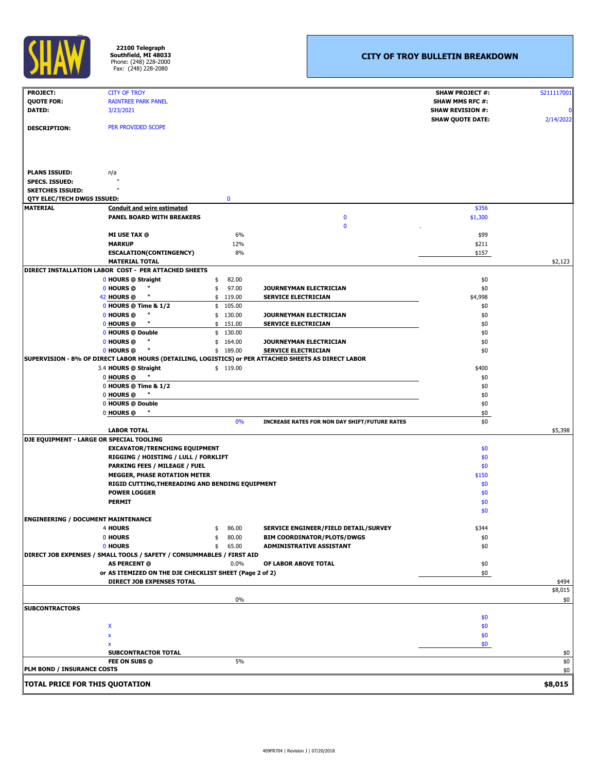SHAW

**22100 Telegraph**
**Southfield, MI 48033**
Phone: (248) 228-2000
Fax: (248) 228-2080

# CITY OF TROY BULLETIN BREAKDOWN

| | | | | | |
|---|---|---|---|---|---|
| **PROJECT:** | CITY OF TROY | | | **SHAW PROJECT #:** | S211117001 |
| **QUOTE FOR:** | RAINTREE PARK PANEL | | | **SHAW MMS RFC #:** | |
| **DATED:** | 3/23/2021 | | | **SHAW REVISION #:** | 0 |
| | | | | **SHAW QUOTE DATE:** | 2/14/2022 |
| **DESCRIPTION:** | PER PROVIDED SCOPE | | | | |
| **PLANS ISSUED:** | n/a | | | | |
| **SPECS. ISSUED:** | " | | | | |
| **SKETCHES ISSUED:** | " | | | | |
| **QTY ELEC/TECH DWGS ISSUED:** | | 0 | | | |

| | | | | | |
|---|---|---|---|---|---|
| **MATERIAL** | **Conduit and wire estimated** | | | $356 | |
| | **PANEL BOARD WITH BREAKERS** | | 0 | $1,300 | |
| | | | 0 | | |
| | **MI USE TAX @** | 6% | | $99 | |
| | **MARKUP** | 12% | | $211 | |
| | **ESCALATION(CONTINGENCY)** | 8% | | $157 | |
| | **MATERIAL TOTAL** | | | | $2,123 |
| **DIRECT INSTALLATION LABOR COST - PER ATTACHED SHEETS** | | | | | |
| | 0 **HOURS @ Straight** | $ 82.00 | | $0 | |
| | 0 **HOURS @ "** | $ 97.00 | **JOURNEYMAN ELECTRICIAN** | $0 | |
| | 42 **HOURS @ "** | $ 119.00 | **SERVICE ELECTRICIAN** | $4,998 | |
| | 0 **HOURS @ Time & 1/2** | $ 105.00 | | $0 | |
| | 0 **HOURS @ "** | $ 130.00 | **JOURNEYMAN ELECTRICIAN** | $0 | |
| | 0 **HOURS @ "** | $ 151.00 | **SERVICE ELECTRICIAN** | $0 | |
| | 0 **HOURS @ Double** | $ 130.00 | | $0 | |
| | 0 **HOURS @ "** | $ 164.00 | **JOURNEYMAN ELECTRICIAN** | $0 | |
| | 0 **HOURS @ "** | $ 189.00 | **SERVICE ELECTRICIAN** | $0 | |
| **SUPERVISION - 8% OF DIRECT LABOR HOURS (DETAILING, LOGISTICS) or PER ATTACHED SHEETS AS DIRECT LABOR** | | | | | |
| | 3.4 **HOURS @ Straight** | $ 119.00 | | $400 | |
| | 0 **HOURS @ "** | | | $0 | |
| | 0 **HOURS @ Time & 1/2** | | | $0 | |
| | 0 **HOURS @ "** | | | $0 | |
| | 0 **HOURS @ Double** | | | $0 | |
| | 0 **HOURS @ "** | | | $0 | |
| | | 0% | **INCREASE RATES FOR NON DAY SHIFT/FUTURE RATES** | $0 | |
| | **LABOR TOTAL** | | | | $5,398 |
| **DJE EQUIPMENT - LARGE OR SPECIAL TOOLING** | | | | | |
| | **EXCAVATOR/TRENCHING EQUIPMENT** | | | $0 | |
| | **RIGGING / HOISTING / LULL / FORKLIFT** | | | $0 | |
| | **PARKING FEES / MILEAGE / FUEL** | | | $0 | |
| | **MEGGER, PHASE ROTATION METER** | | | $150 | |
| | **RIGID CUTTING,THEREADING AND BENDING EQUIPMENT** | | | $0 | |
| | **POWER LOGGER** | | | $0 | |
| | **PERMIT** | | | $0 | |
| | | | | $0 | |
| **ENGINEERING / DOCUMENT MAINTENANCE** | | | | | |
| | 4 **HOURS** | $ 86.00 | **SERVICE ENGINEER/FIELD DETAIL/SURVEY** | $344 | |
| | 0 **HOURS** | $ 80.00 | **BIM COORDINATOR/PLOTS/DWGS** | $0 | |
| | 0 **HOURS** | $ 65.00 | **ADMINISTRATIVE ASSISTANT** | $0 | |
| **DIRECT JOB EXPENSES / SMALL TOOLS / SAFETY / CONSUMMABLES / FIRST AID** | | | | | |
| | **AS PERCENT @** | 0.0% | **OF LABOR ABOVE TOTAL** | $0 | |
| | **or AS ITEMIZED ON THE DJE CHECKLIST SHEET (Page 2 of 2)** | | | $0 | |
| | **DIRECT JOB EXPENSES TOTAL** | | | | $494 |
| | | | | | $8,015 |
| | | 0% | | | $0 |
| **SUBCONTRACTORS** | | | | | |
| | | | | $0 | |
| | X | | | $0 | |
| | x | | | $0 | |
| | x | | | $0 | |
| | **SUBCONTRACTOR TOTAL** | | | | $0 |
| | **FEE ON SUBS @** | 5% | | | $0 |
| **PLM BOND / INSURANCE COSTS** | | | | | $0 |
| **TOTAL PRICE FOR THIS QUOTATION** | | | | | **$8,015** |

409FR704 | Revision J | 07/20/2018